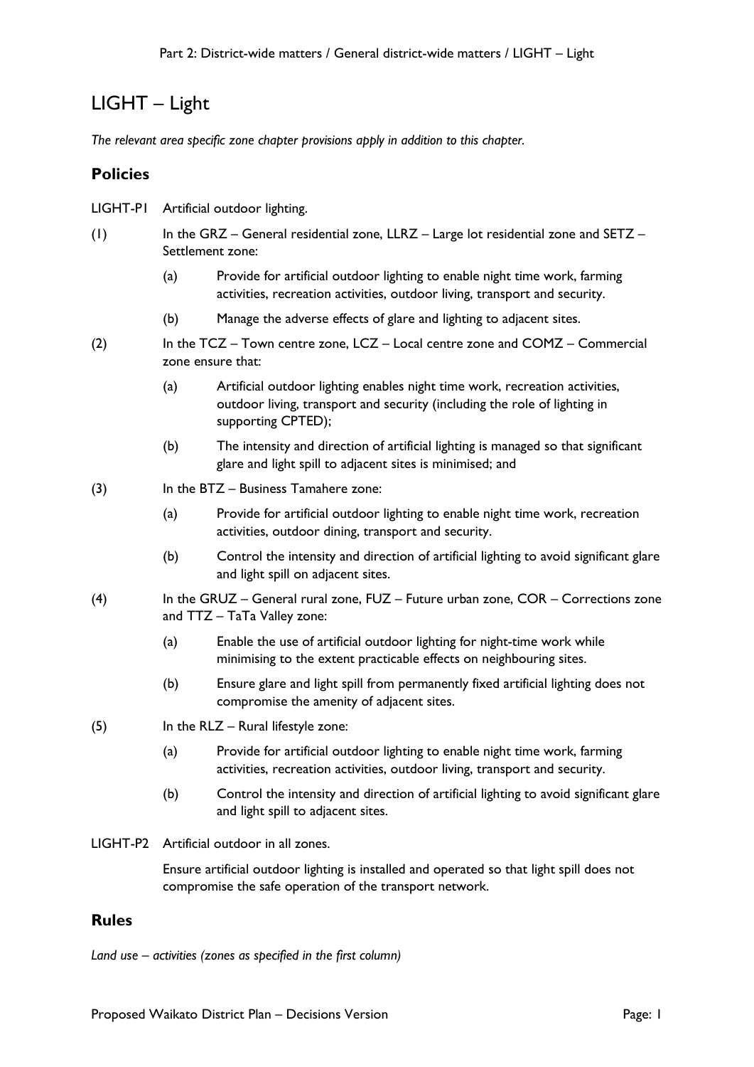# LIGHT – Light

*The relevant area specific zone chapter provisions apply in addition to this chapter.*

## Policies

LIGHT-P1 Artificial outdoor lighting.

(1) In the GRZ – General residential zone, LLRZ – Large lot residential zone and SETZ – Settlement zone:

- (a) Provide for artificial outdoor lighting to enable night time work, farming activities, recreation activities, outdoor living, transport and security.
- (b) Manage the adverse effects of glare and lighting to adjacent sites.

(2) In the TCZ – Town centre zone, LCZ – Local centre zone and COMZ – Commercial zone ensure that:

- (a) Artificial outdoor lighting enables night time work, recreation activities, outdoor living, transport and security (including the role of lighting in supporting CPTED);
- (b) The intensity and direction of artificial lighting is managed so that significant glare and light spill to adjacent sites is minimised; and

(3) In the BTZ – Business Tamahere zone:

- (a) Provide for artificial outdoor lighting to enable night time work, recreation activities, outdoor dining, transport and security.
- (b) Control the intensity and direction of artificial lighting to avoid significant glare and light spill on adjacent sites.

(4) In the GRUZ – General rural zone, FUZ – Future urban zone, COR – Corrections zone and TTZ – TaTa Valley zone:

- (a) Enable the use of artificial outdoor lighting for night-time work while minimising to the extent practicable effects on neighbouring sites.
- (b) Ensure glare and light spill from permanently fixed artificial lighting does not compromise the amenity of adjacent sites.

(5) In the RLZ – Rural lifestyle zone:

- (a) Provide for artificial outdoor lighting to enable night time work, farming activities, recreation activities, outdoor living, transport and security.
- (b) Control the intensity and direction of artificial lighting to avoid significant glare and light spill to adjacent sites.

LIGHT-P2 Artificial outdoor in all zones.

Ensure artificial outdoor lighting is installed and operated so that light spill does not compromise the safe operation of the transport network.

## Rules

*Land use – activities (zones as specified in the first column)*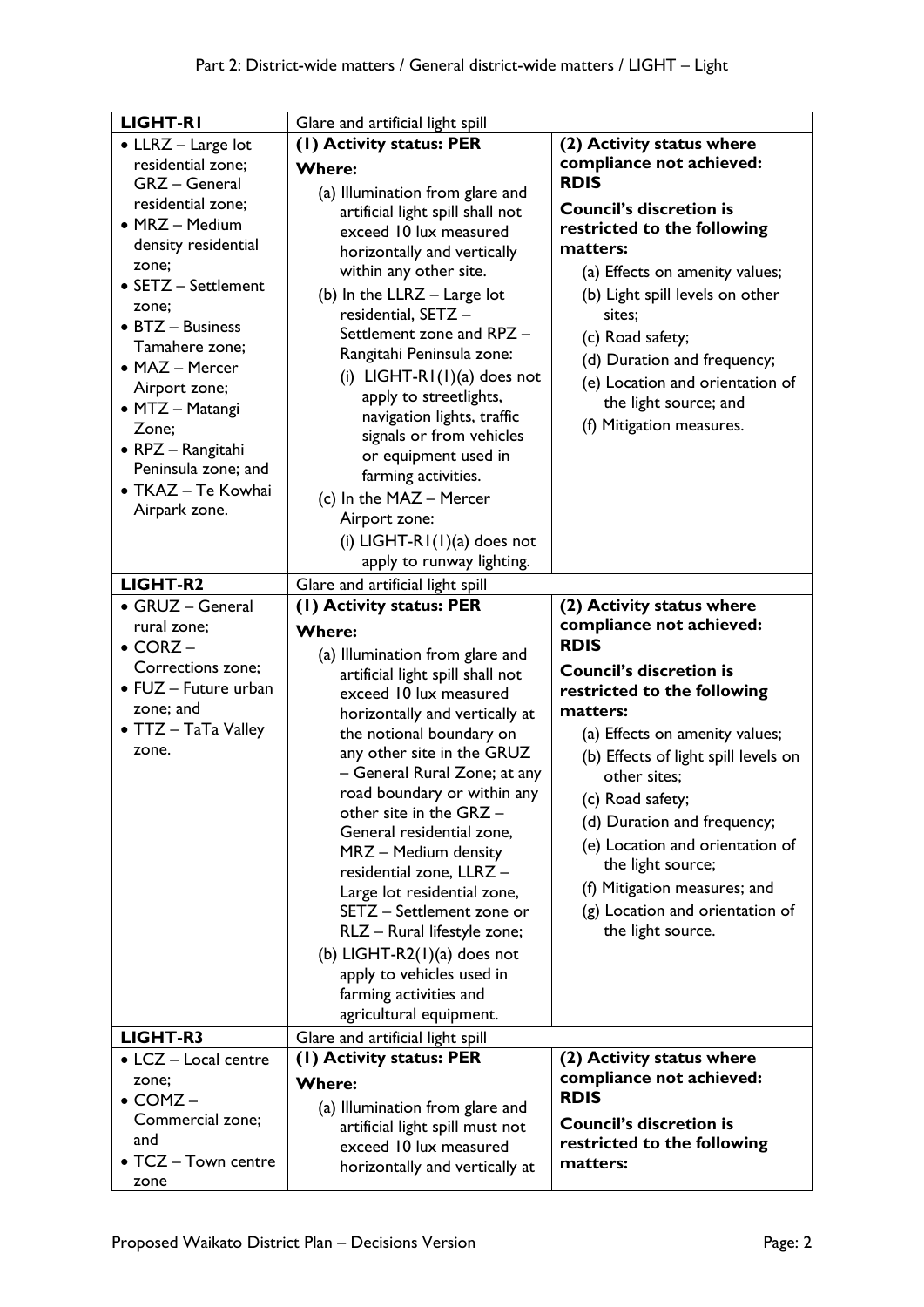| LIGHT-R1 | Glare and artificial light spill | |
|---|---|---|
| • LLRZ – Large lot residential zone;<br>GRZ – General residential zone;<br>• MRZ – Medium density residential zone;<br>• SETZ – Settlement zone;<br>• BTZ – Business Tamahere zone;<br>• MAZ – Mercer Airport zone;<br>• MTZ – Matangi Zone;<br>• RPZ – Rangitahi Peninsula zone; and<br>• TKAZ – Te Kowhai Airpark zone. | **(1) Activity status: PER**<br>**Where:**<br>(a) Illumination from glare and artificial light spill shall not exceed 10 lux measured horizontally and vertically within any other site.<br>(b) In the LLRZ – Large lot residential, SETZ – Settlement zone and RPZ – Rangitahi Peninsula zone:<br>(i) LIGHT-R1(1)(a) does not apply to streetlights, navigation lights, traffic signals or from vehicles or equipment used in farming activities.<br>(c) In the MAZ – Mercer Airport zone:<br>(i) LIGHT-R1(1)(a) does not apply to runway lighting. | **(2) Activity status where compliance not achieved: RDIS**<br>**Council's discretion is restricted to the following matters:**<br>(a) Effects on amenity values;<br>(b) Light spill levels on other sites;<br>(c) Road safety;<br>(d) Duration and frequency;<br>(e) Location and orientation of the light source; and<br>(f) Mitigation measures. |
| **LIGHT-R2** | Glare and artificial light spill | |
| • GRUZ – General rural zone;<br>• CORZ – Corrections zone;<br>• FUZ – Future urban zone; and<br>• TTZ – TaTa Valley zone. | **(1) Activity status: PER**<br>**Where:**<br>(a) Illumination from glare and artificial light spill shall not exceed 10 lux measured horizontally and vertically at the notional boundary on any other site in the GRUZ – General Rural Zone; at any road boundary or within any other site in the GRZ – General residential zone, MRZ – Medium density residential zone, LLRZ – Large lot residential zone, SETZ – Settlement zone or RLZ – Rural lifestyle zone;<br>(b) LIGHT-R2(1)(a) does not apply to vehicles used in farming activities and agricultural equipment. | **(2) Activity status where compliance not achieved: RDIS**<br>**Council's discretion is restricted to the following matters:**<br>(a) Effects on amenity values;<br>(b) Effects of light spill levels on other sites;<br>(c) Road safety;<br>(d) Duration and frequency;<br>(e) Location and orientation of the light source;<br>(f) Mitigation measures; and<br>(g) Location and orientation of the light source. |
| **LIGHT-R3** | Glare and artificial light spill | |
| • LCZ – Local centre zone;<br>• COMZ – Commercial zone; and<br>• TCZ – Town centre zone | **(1) Activity status: PER**<br>**Where:**<br>(a) Illumination from glare and artificial light spill must not exceed 10 lux measured horizontally and vertically at | **(2) Activity status where compliance not achieved: RDIS**<br>**Council's discretion is restricted to the following matters:** |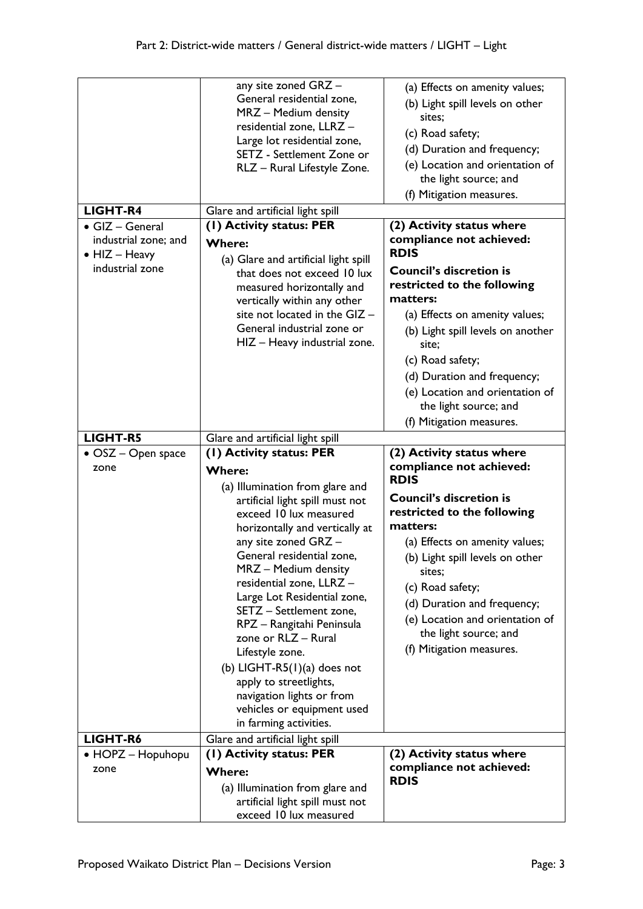| | | |
|---|---|---|
| | any site zoned GRZ – General residential zone, MRZ – Medium density residential zone, LLRZ – Large lot residential zone, SETZ - Settlement Zone or RLZ – Rural Lifestyle Zone. | (a) Effects on amenity values;<br>(b) Light spill levels on other sites;<br>(c) Road safety;<br>(d) Duration and frequency;<br>(e) Location and orientation of the light source; and<br>(f) Mitigation measures. |
| **LIGHT-R4** | Glare and artificial light spill | |
| • GIZ – General industrial zone; and<br>• HIZ – Heavy industrial zone | **(1) Activity status: PER**<br>**Where:**<br>(a) Glare and artificial light spill that does not exceed 10 lux measured horizontally and vertically within any other site not located in the GIZ – General industrial zone or HIZ – Heavy industrial zone. | **(2) Activity status where compliance not achieved: RDIS**<br>**Council's discretion is restricted to the following matters:**<br>(a) Effects on amenity values;<br>(b) Light spill levels on another site;<br>(c) Road safety;<br>(d) Duration and frequency;<br>(e) Location and orientation of the light source; and<br>(f) Mitigation measures. |
| **LIGHT-R5** | Glare and artificial light spill | |
| • OSZ – Open space zone | **(1) Activity status: PER**<br>**Where:**<br>(a) Illumination from glare and artificial light spill must not exceed 10 lux measured horizontally and vertically at any site zoned GRZ – General residential zone, MRZ – Medium density residential zone, LLRZ – Large Lot Residential zone, SETZ – Settlement zone, RPZ – Rangitahi Peninsula zone or RLZ – Rural Lifestyle zone.<br>(b) LIGHT-R5(1)(a) does not apply to streetlights, navigation lights or from vehicles or equipment used in farming activities. | **(2) Activity status where compliance not achieved: RDIS**<br>**Council's discretion is restricted to the following matters:**<br>(a) Effects on amenity values;<br>(b) Light spill levels on other sites;<br>(c) Road safety;<br>(d) Duration and frequency;<br>(e) Location and orientation of the light source; and<br>(f) Mitigation measures. |
| **LIGHT-R6** | Glare and artificial light spill | |
| • HOPZ – Hopuhopu zone | **(1) Activity status: PER**<br>**Where:**<br>(a) Illumination from glare and artificial light spill must not exceed 10 lux measured | **(2) Activity status where compliance not achieved: RDIS** |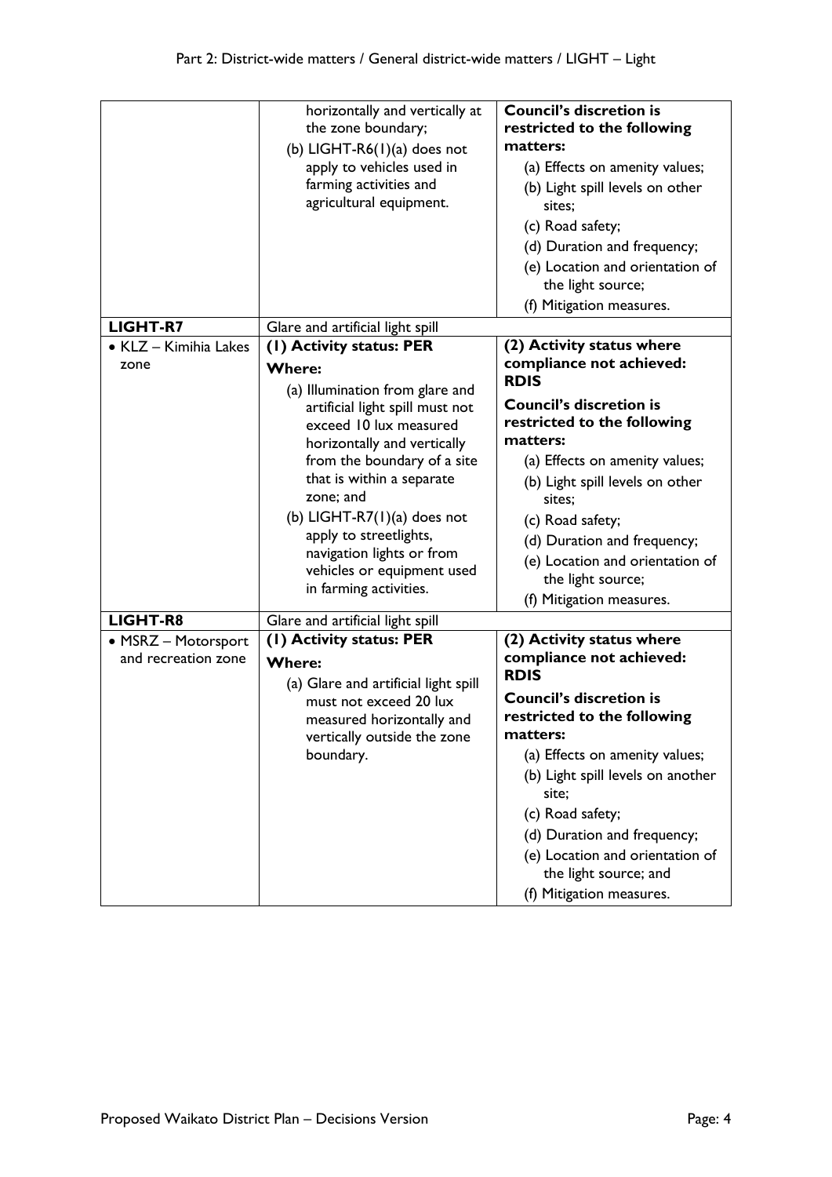| | | |
|---|---|---|
| | horizontally and vertically at the zone boundary;<br>(b) LIGHT-R6(1)(a) does not apply to vehicles used in farming activities and agricultural equipment. | **Council's discretion is restricted to the following matters:**<br>(a) Effects on amenity values;<br>(b) Light spill levels on other sites;<br>(c) Road safety;<br>(d) Duration and frequency;<br>(e) Location and orientation of the light source;<br>(f) Mitigation measures. |
| **LIGHT-R7** | Glare and artificial light spill | |
| • KLZ – Kimihia Lakes zone | **(1) Activity status: PER**<br>**Where:**<br>(a) Illumination from glare and artificial light spill must not exceed 10 lux measured horizontally and vertically from the boundary of a site that is within a separate zone; and<br>(b) LIGHT-R7(1)(a) does not apply to streetlights, navigation lights or from vehicles or equipment used in farming activities. | **(2) Activity status where compliance not achieved: RDIS**<br>**Council's discretion is restricted to the following matters:**<br>(a) Effects on amenity values;<br>(b) Light spill levels on other sites;<br>(c) Road safety;<br>(d) Duration and frequency;<br>(e) Location and orientation of the light source;<br>(f) Mitigation measures. |
| **LIGHT-R8** | Glare and artificial light spill | |
| • MSRZ – Motorsport and recreation zone | **(1) Activity status: PER**<br>**Where:**<br>(a) Glare and artificial light spill must not exceed 20 lux measured horizontally and vertically outside the zone boundary. | **(2) Activity status where compliance not achieved: RDIS**<br>**Council's discretion is restricted to the following matters:**<br>(a) Effects on amenity values;<br>(b) Light spill levels on another site;<br>(c) Road safety;<br>(d) Duration and frequency;<br>(e) Location and orientation of the light source; and<br>(f) Mitigation measures. |